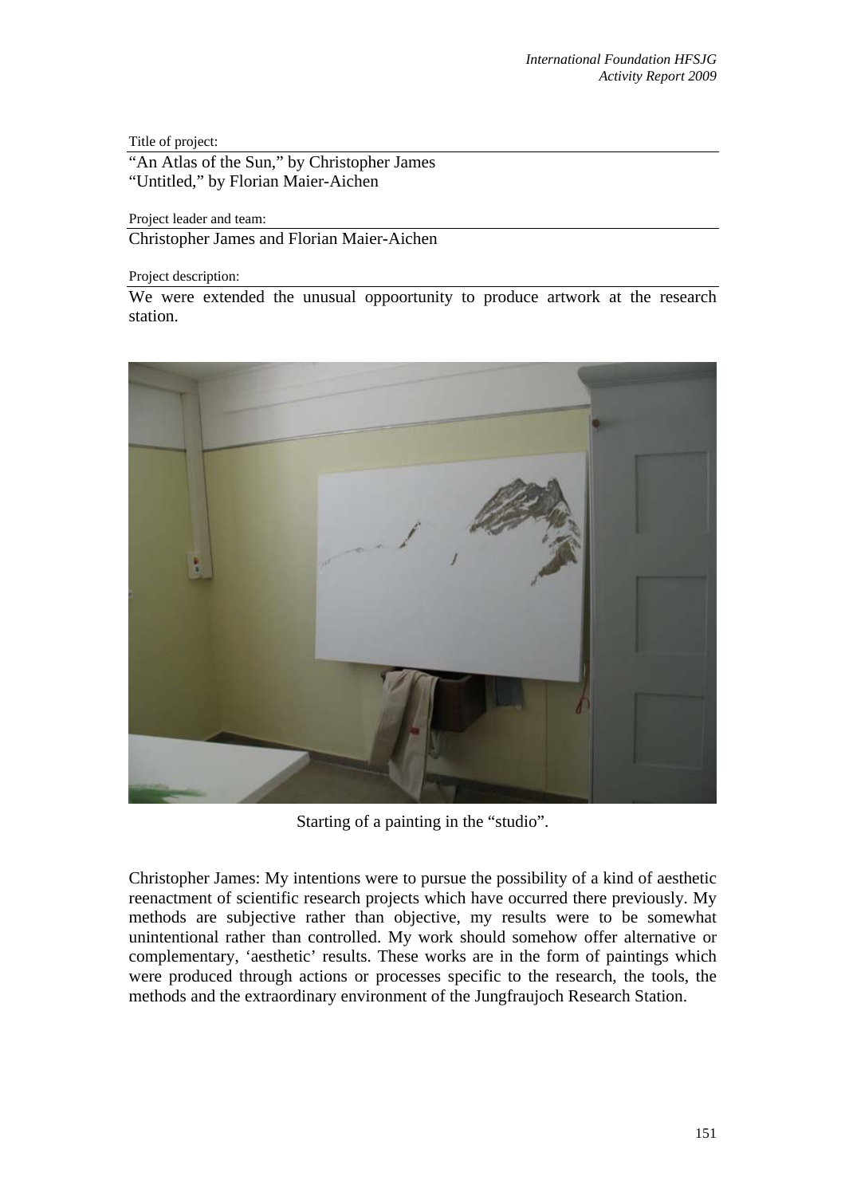Title of project:

"An Atlas of the Sun," by Christopher James
"Untitled," by Florian Maier-Aichen

Project leader and team:

Christopher James and Florian Maier-Aichen

Project description:

We were extended the unusual oppoortunity to produce artwork at the research station.

Starting of a painting in the "studio".

Christopher James: My intentions were to pursue the possibility of a kind of aesthetic reenactment of scientific research projects which have occurred there previously. My methods are subjective rather than objective, my results were to be somewhat unintentional rather than controlled. My work should somehow offer alternative or complementary, 'aesthetic' results. These works are in the form of paintings which were produced through actions or processes specific to the research, the tools, the methods and the extraordinary environment of the Jungfraujoch Research Station.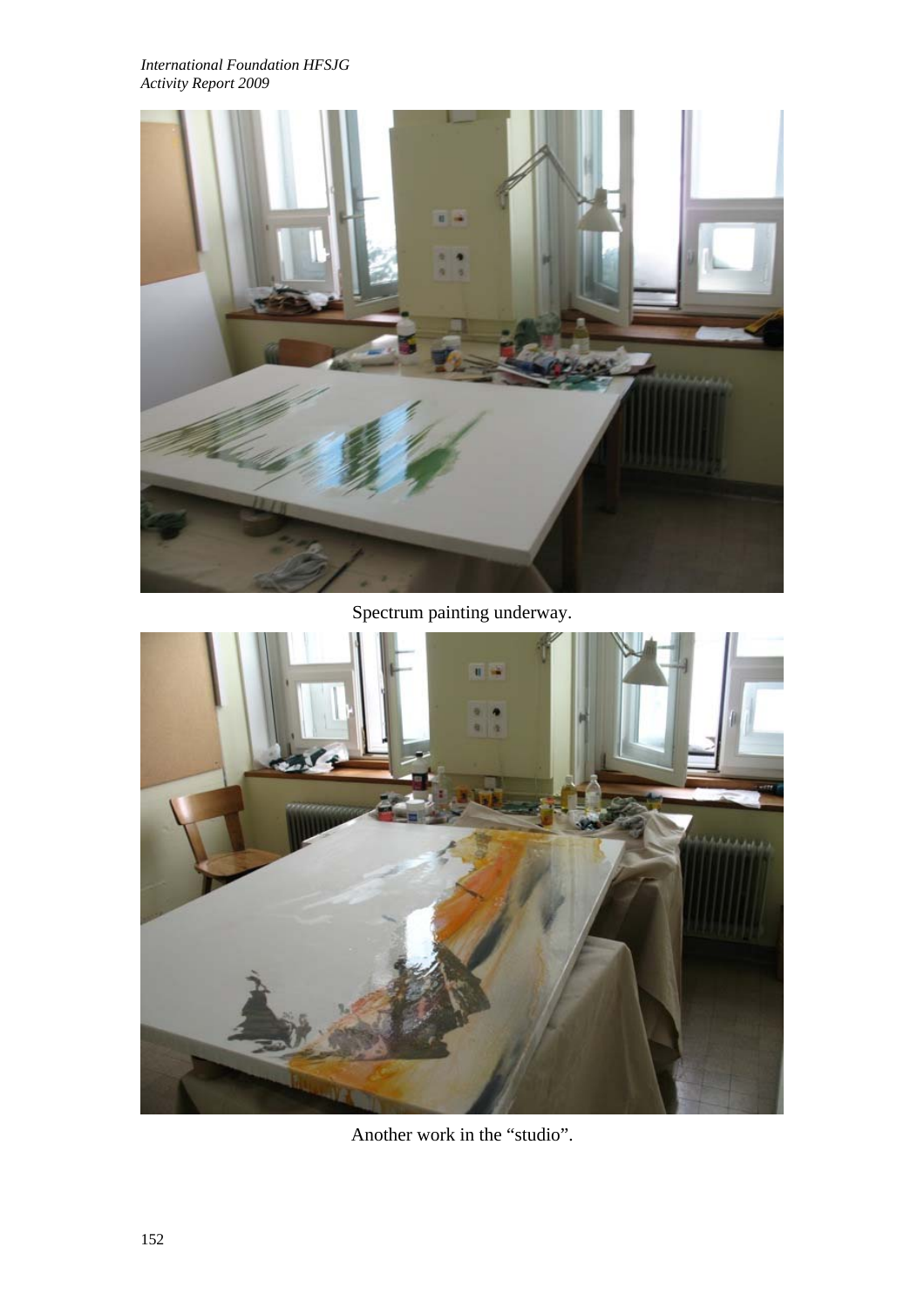Spectrum painting underway.

Another work in the "studio".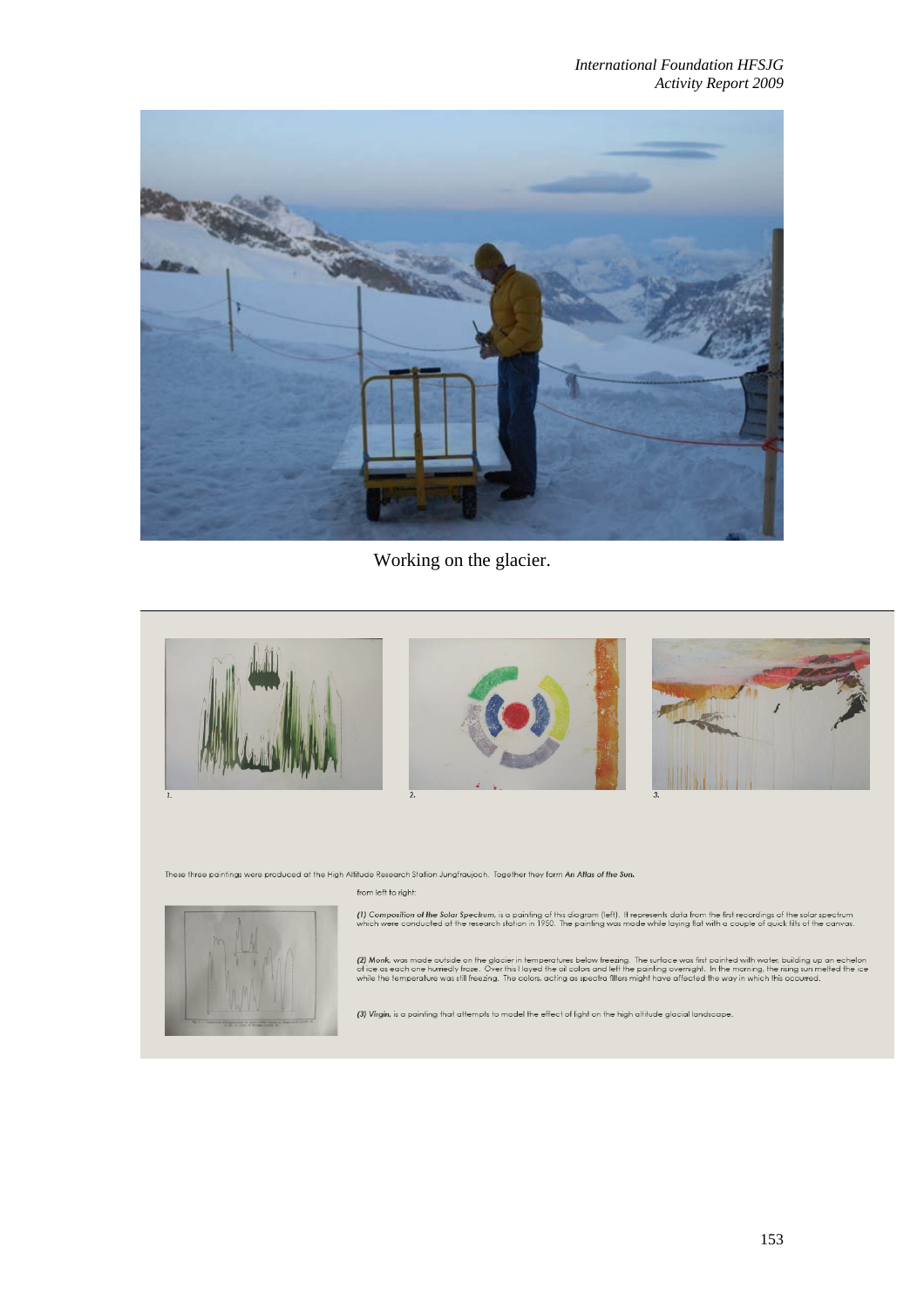Working on the glacier.

1.

2.

3.

These three paintings were produced at the High Altitude Research Station Jungfraujoch. Together they form ***An Atlas of the Sun.***

from left to right:

***(1) Composition of the Solar Spectrum***, is a painting of this diagram (left). It represents data from the first recordings of the solar spectrum which were conducted at the research station in 1950. The painting was made while laying flat with a couple of quick tilts of the canvas.

***(2) Monk***, was made outside on the glacier in temperatures below freezing. The surface was first painted with water, building up an echelon of ice as each one hurriedly froze. Over this I layed the oil colors and left the painting overnight. In the morning, the rising sun melted the ice while the temperature was still freezing. The colors, acting as spectra filters might have affected the way in which this occurred.

***(3) Virgin***, is a painting that attempts to model the effect of light on the high altitude glacial landscape.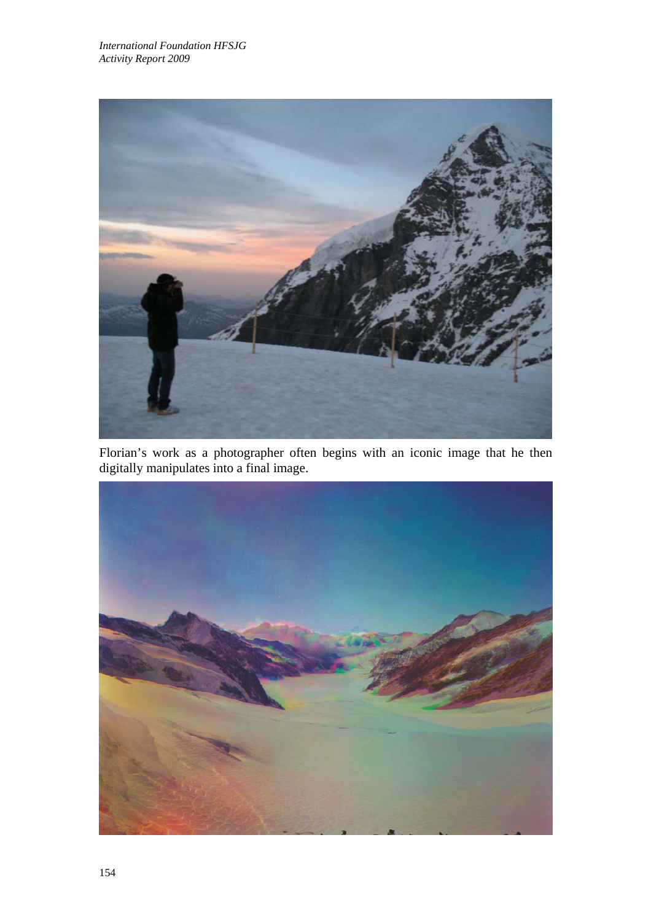Florian's work as a photographer often begins with an iconic image that he then digitally manipulates into a final image.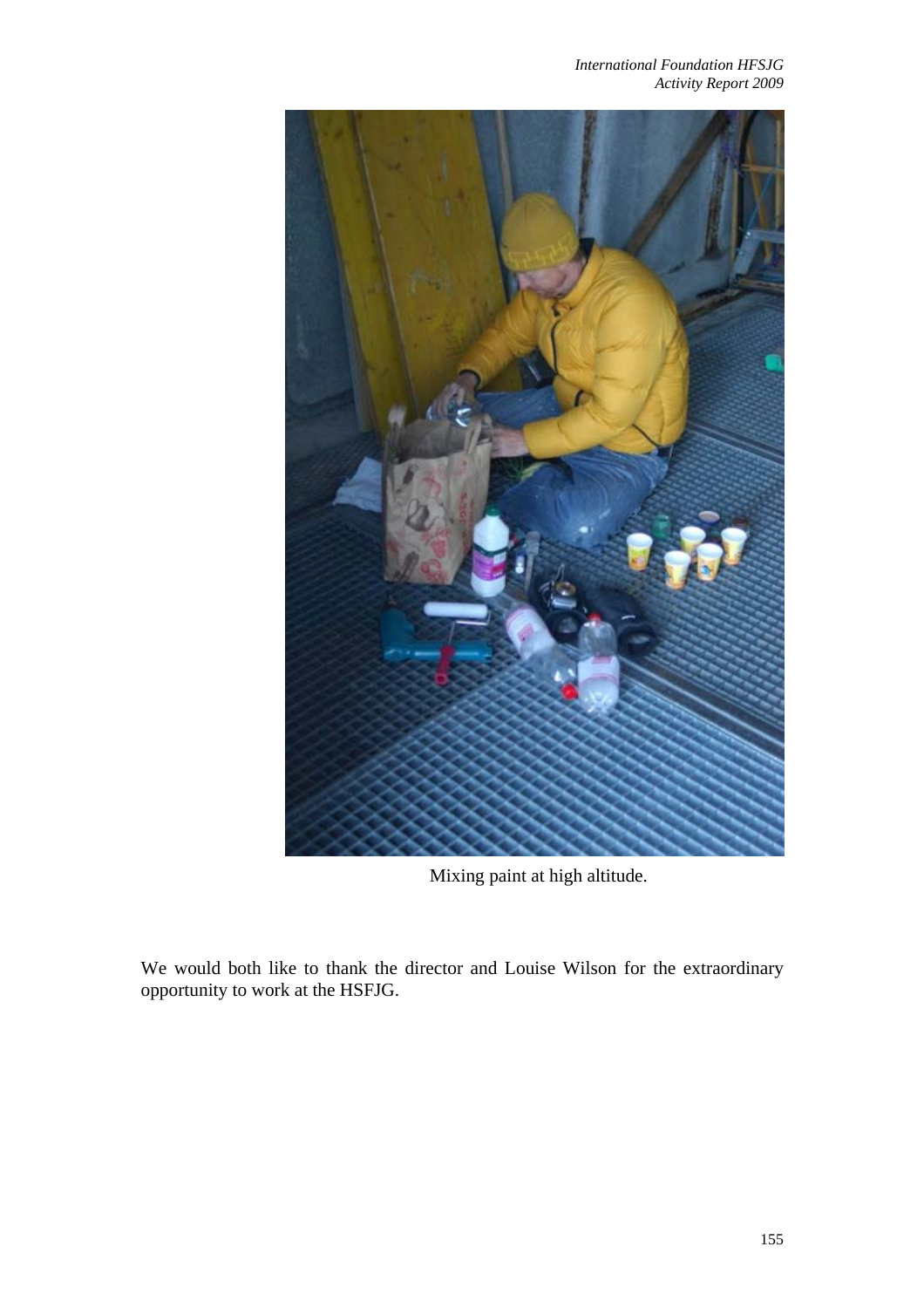Mixing paint at high altitude.

We would both like to thank the director and Louise Wilson for the extraordinary opportunity to work at the HSFJG.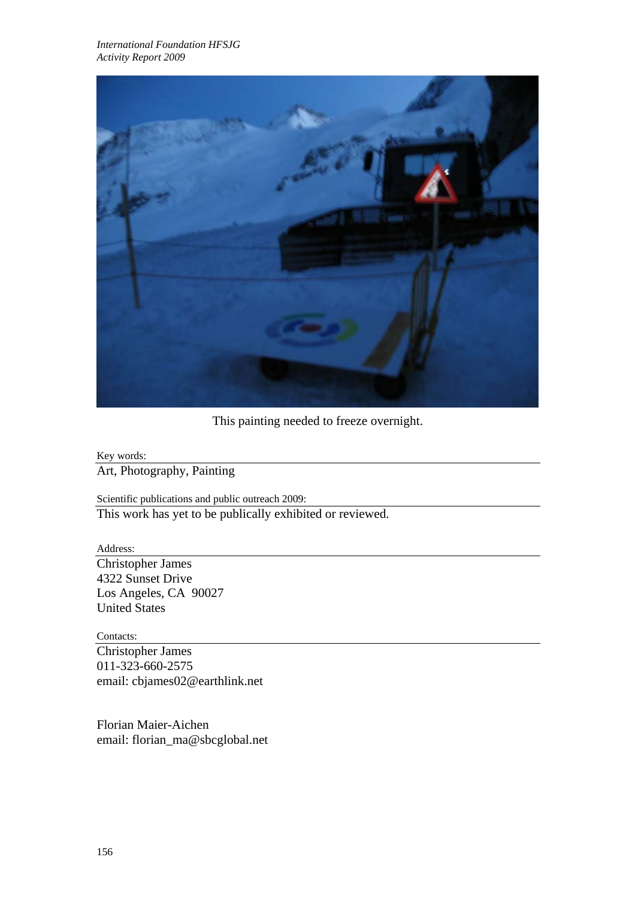This painting needed to freeze overnight.

Key words:

Art, Photography, Painting

Scientific publications and public outreach 2009:

This work has yet to be publically exhibited or reviewed.

Address:

Christopher James
4322 Sunset Drive
Los Angeles, CA 90027
United States

Contacts:

Christopher James
011-323-660-2575
email: cbjames02@earthlink.net

Florian Maier-Aichen
email: florian_ma@sbcglobal.net